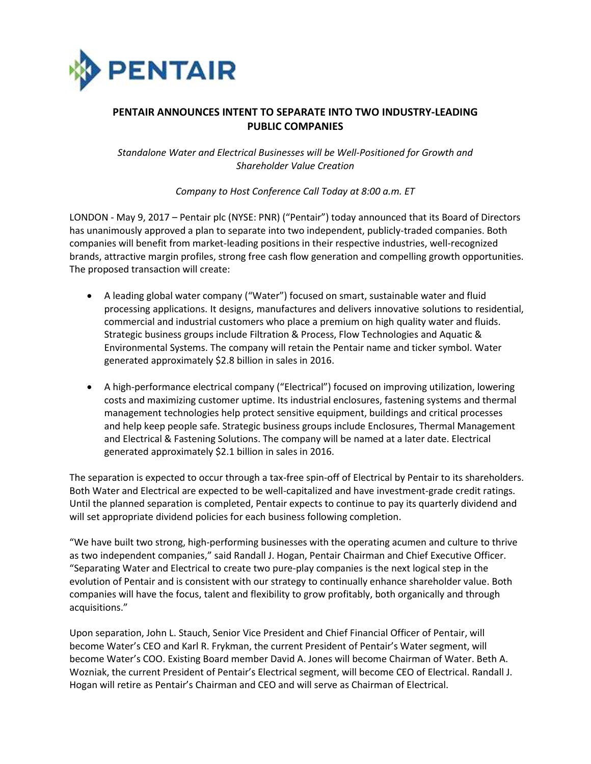PENTAIR

# PENTAIR ANNOUNCES INTENT TO SEPARATE INTO TWO INDUSTRY-LEADING PUBLIC COMPANIES

*Standalone Water and Electrical Businesses will be Well-Positioned for Growth and Shareholder Value Creation*

*Company to Host Conference Call Today at 8:00 a.m. ET*

LONDON - May 9, 2017 – Pentair plc (NYSE: PNR) ("Pentair") today announced that its Board of Directors has unanimously approved a plan to separate into two independent, publicly-traded companies. Both companies will benefit from market-leading positions in their respective industries, well-recognized brands, attractive margin profiles, strong free cash flow generation and compelling growth opportunities. The proposed transaction will create:

- A leading global water company ("Water") focused on smart, sustainable water and fluid processing applications. It designs, manufactures and delivers innovative solutions to residential, commercial and industrial customers who place a premium on high quality water and fluids. Strategic business groups include Filtration & Process, Flow Technologies and Aquatic & Environmental Systems. The company will retain the Pentair name and ticker symbol. Water generated approximately $2.8 billion in sales in 2016.

- A high-performance electrical company ("Electrical") focused on improving utilization, lowering costs and maximizing customer uptime. Its industrial enclosures, fastening systems and thermal management technologies help protect sensitive equipment, buildings and critical processes and help keep people safe. Strategic business groups include Enclosures, Thermal Management and Electrical & Fastening Solutions. The company will be named at a later date. Electrical generated approximately $2.1 billion in sales in 2016.

The separation is expected to occur through a tax-free spin-off of Electrical by Pentair to its shareholders. Both Water and Electrical are expected to be well-capitalized and have investment-grade credit ratings. Until the planned separation is completed, Pentair expects to continue to pay its quarterly dividend and will set appropriate dividend policies for each business following completion.

"We have built two strong, high-performing businesses with the operating acumen and culture to thrive as two independent companies," said Randall J. Hogan, Pentair Chairman and Chief Executive Officer. "Separating Water and Electrical to create two pure-play companies is the next logical step in the evolution of Pentair and is consistent with our strategy to continually enhance shareholder value. Both companies will have the focus, talent and flexibility to grow profitably, both organically and through acquisitions."

Upon separation, John L. Stauch, Senior Vice President and Chief Financial Officer of Pentair, will become Water's CEO and Karl R. Frykman, the current President of Pentair's Water segment, will become Water's COO. Existing Board member David A. Jones will become Chairman of Water. Beth A. Wozniak, the current President of Pentair's Electrical segment, will become CEO of Electrical. Randall J. Hogan will retire as Pentair's Chairman and CEO and will serve as Chairman of Electrical.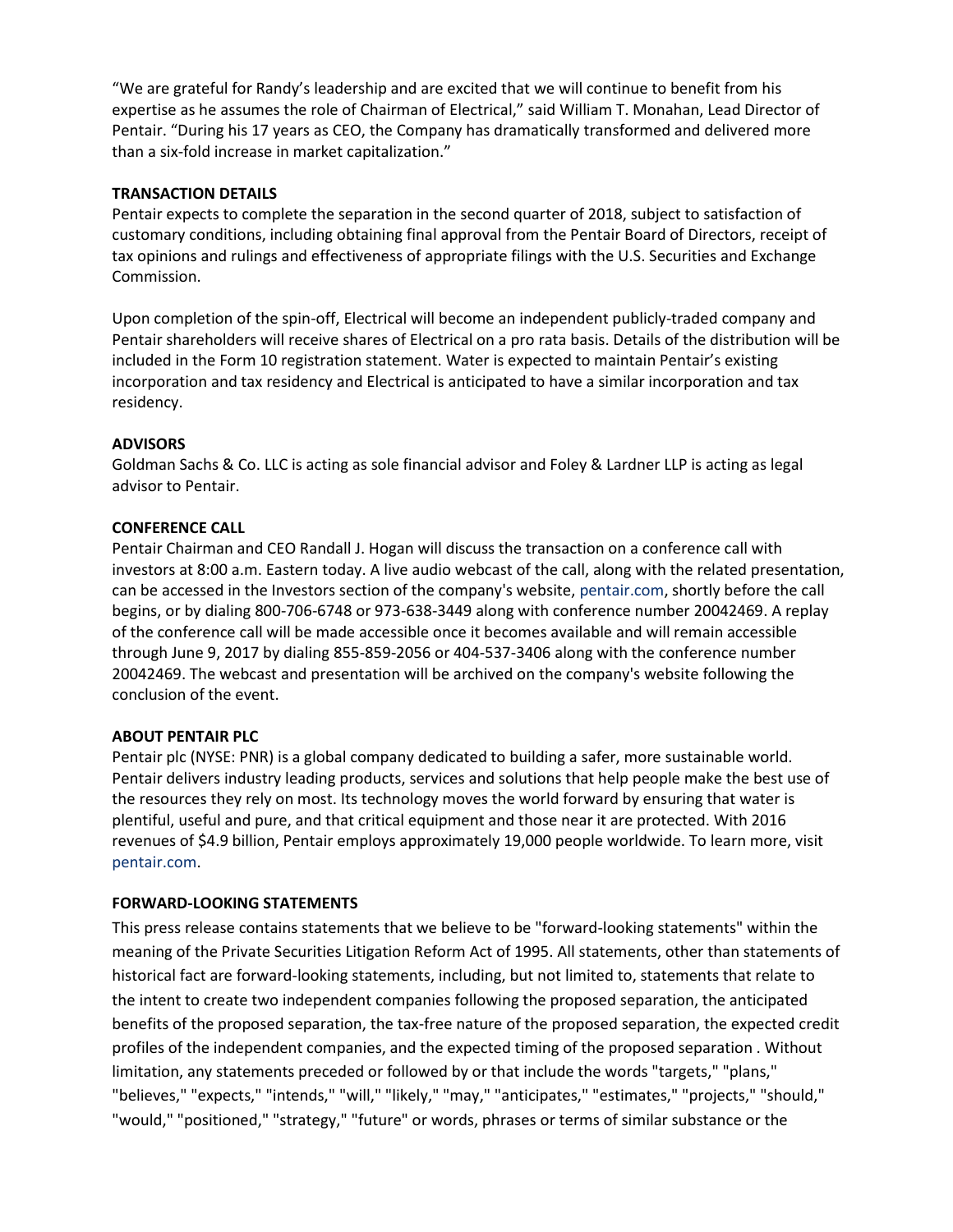"We are grateful for Randy's leadership and are excited that we will continue to benefit from his expertise as he assumes the role of Chairman of Electrical," said William T. Monahan, Lead Director of Pentair. "During his 17 years as CEO, the Company has dramatically transformed and delivered more than a six-fold increase in market capitalization."

**TRANSACTION DETAILS**

Pentair expects to complete the separation in the second quarter of 2018, subject to satisfaction of customary conditions, including obtaining final approval from the Pentair Board of Directors, receipt of tax opinions and rulings and effectiveness of appropriate filings with the U.S. Securities and Exchange Commission.

Upon completion of the spin-off, Electrical will become an independent publicly-traded company and Pentair shareholders will receive shares of Electrical on a pro rata basis. Details of the distribution will be included in the Form 10 registration statement. Water is expected to maintain Pentair's existing incorporation and tax residency and Electrical is anticipated to have a similar incorporation and tax residency.

**ADVISORS**

Goldman Sachs & Co. LLC is acting as sole financial advisor and Foley & Lardner LLP is acting as legal advisor to Pentair.

**CONFERENCE CALL**

Pentair Chairman and CEO Randall J. Hogan will discuss the transaction on a conference call with investors at 8:00 a.m. Eastern today. A live audio webcast of the call, along with the related presentation, can be accessed in the Investors section of the company's website, pentair.com, shortly before the call begins, or by dialing 800-706-6748 or 973-638-3449 along with conference number 20042469. A replay of the conference call will be made accessible once it becomes available and will remain accessible through June 9, 2017 by dialing 855-859-2056 or 404-537-3406 along with the conference number 20042469. The webcast and presentation will be archived on the company's website following the conclusion of the event.

**ABOUT PENTAIR PLC**

Pentair plc (NYSE: PNR) is a global company dedicated to building a safer, more sustainable world. Pentair delivers industry leading products, services and solutions that help people make the best use of the resources they rely on most. Its technology moves the world forward by ensuring that water is plentiful, useful and pure, and that critical equipment and those near it are protected. With 2016 revenues of $4.9 billion, Pentair employs approximately 19,000 people worldwide. To learn more, visit pentair.com.

**FORWARD-LOOKING STATEMENTS**

This press release contains statements that we believe to be "forward-looking statements" within the meaning of the Private Securities Litigation Reform Act of 1995. All statements, other than statements of historical fact are forward-looking statements, including, but not limited to, statements that relate to the intent to create two independent companies following the proposed separation, the anticipated benefits of the proposed separation, the tax-free nature of the proposed separation, the expected credit profiles of the independent companies, and the expected timing of the proposed separation . Without limitation, any statements preceded or followed by or that include the words "targets," "plans," "believes," "expects," "intends," "will," "likely," "may," "anticipates," "estimates," "projects," "should," "would," "positioned," "strategy," "future" or words, phrases or terms of similar substance or the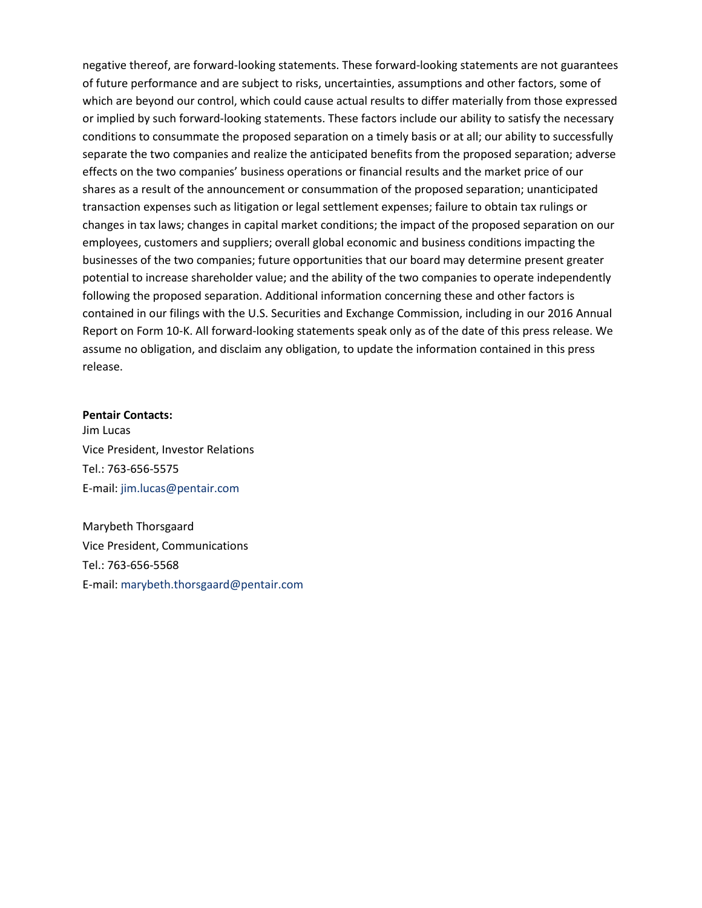negative thereof, are forward-looking statements. These forward-looking statements are not guarantees of future performance and are subject to risks, uncertainties, assumptions and other factors, some of which are beyond our control, which could cause actual results to differ materially from those expressed or implied by such forward-looking statements. These factors include our ability to satisfy the necessary conditions to consummate the proposed separation on a timely basis or at all; our ability to successfully separate the two companies and realize the anticipated benefits from the proposed separation; adverse effects on the two companies' business operations or financial results and the market price of our shares as a result of the announcement or consummation of the proposed separation; unanticipated transaction expenses such as litigation or legal settlement expenses; failure to obtain tax rulings or changes in tax laws; changes in capital market conditions; the impact of the proposed separation on our employees, customers and suppliers; overall global economic and business conditions impacting the businesses of the two companies; future opportunities that our board may determine present greater potential to increase shareholder value; and the ability of the two companies to operate independently following the proposed separation. Additional information concerning these and other factors is contained in our filings with the U.S. Securities and Exchange Commission, including in our 2016 Annual Report on Form 10-K. All forward-looking statements speak only as of the date of this press release. We assume no obligation, and disclaim any obligation, to update the information contained in this press release.

**Pentair Contacts:**
Jim Lucas
Vice President, Investor Relations
Tel.: 763-656-5575
E-mail: jim.lucas@pentair.com

Marybeth Thorsgaard
Vice President, Communications
Tel.: 763-656-5568
E-mail: marybeth.thorsgaard@pentair.com